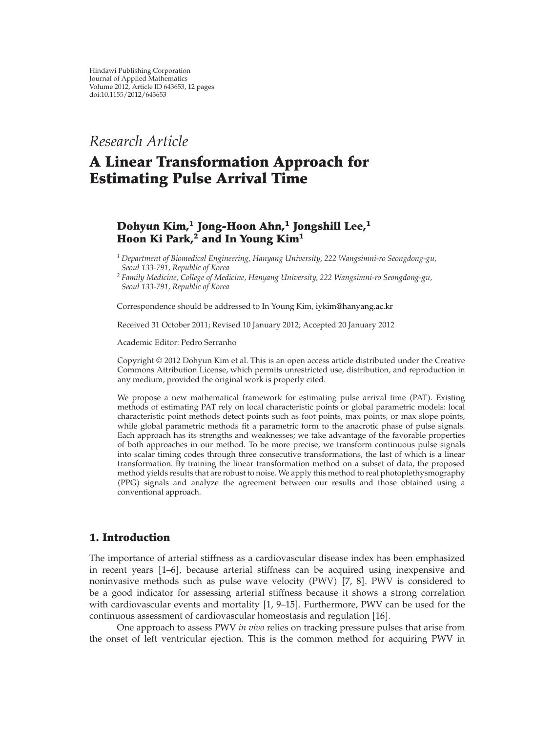Hindawi Publishing Corporation
Journal of Applied Mathematics
Volume 2012, Article ID 643653, 12 pages
doi:10.1155/2012/643653

*Research Article*

# A Linear Transformation Approach for Estimating Pulse Arrival Time

**Dohyun Kim,[1] Jong-Hoon Ahn,[1] Jongshill Lee,[1] Hoon Ki Park,[2] and In Young Kim[1]**

[1] *Department of Biomedical Engineering, Hanyang University, 222 Wangsimni-ro Seongdong-gu, Seoul 133-791, Republic of Korea*
[2] *Family Medicine, College of Medicine, Hanyang University, 222 Wangsimni-ro Seongdong-gu, Seoul 133-791, Republic of Korea*

Correspondence should be addressed to In Young Kim, iykim@hanyang.ac.kr

Received 31 October 2011; Revised 10 January 2012; Accepted 20 January 2012

Academic Editor: Pedro Serranho

Copyright © 2012 Dohyun Kim et al. This is an open access article distributed under the Creative Commons Attribution License, which permits unrestricted use, distribution, and reproduction in any medium, provided the original work is properly cited.

We propose a new mathematical framework for estimating pulse arrival time (PAT). Existing methods of estimating PAT rely on local characteristic points or global parametric models: local characteristic point methods detect points such as foot points, max points, or max slope points, while global parametric methods fit a parametric form to the anacrotic phase of pulse signals. Each approach has its strengths and weaknesses; we take advantage of the favorable properties of both approaches in our method. To be more precise, we transform continuous pulse signals into scalar timing codes through three consecutive transformations, the last of which is a linear transformation. By training the linear transformation method on a subset of data, the proposed method yields results that are robust to noise. We apply this method to real photoplethysmography (PPG) signals and analyze the agreement between our results and those obtained using a conventional approach.

## 1. Introduction

The importance of arterial stiffness as a cardiovascular disease index has been emphasized in recent years [1–6], because arterial stiffness can be acquired using inexpensive and noninvasive methods such as pulse wave velocity (PWV) [7, 8]. PWV is considered to be a good indicator for assessing arterial stiffness because it shows a strong correlation with cardiovascular events and mortality [1, 9–15]. Furthermore, PWV can be used for the continuous assessment of cardiovascular homeostasis and regulation [16].

One approach to assess PWV *in vivo* relies on tracking pressure pulses that arise from the onset of left ventricular ejection. This is the common method for acquiring PWV in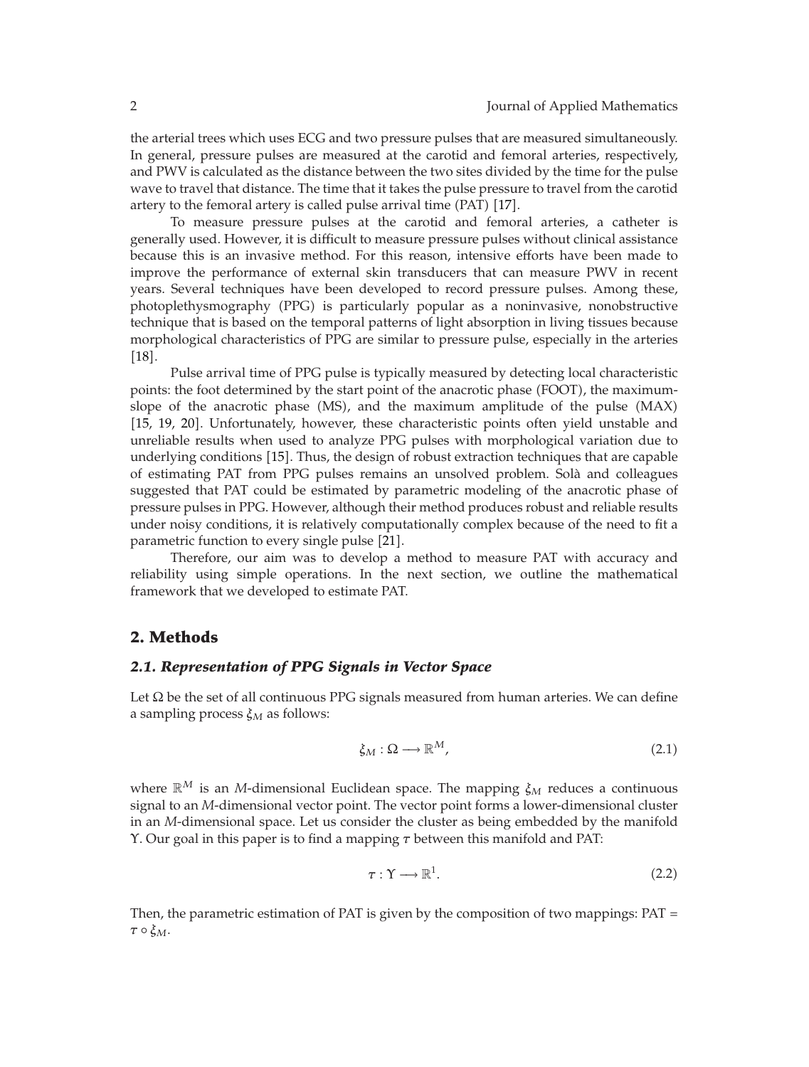the arterial trees which uses ECG and two pressure pulses that are measured simultaneously. In general, pressure pulses are measured at the carotid and femoral arteries, respectively, and PWV is calculated as the distance between the two sites divided by the time for the pulse wave to travel that distance. The time that it takes the pulse pressure to travel from the carotid artery to the femoral artery is called pulse arrival time (PAT) [17].

To measure pressure pulses at the carotid and femoral arteries, a catheter is generally used. However, it is difficult to measure pressure pulses without clinical assistance because this is an invasive method. For this reason, intensive efforts have been made to improve the performance of external skin transducers that can measure PWV in recent years. Several techniques have been developed to record pressure pulses. Among these, photoplethysmography (PPG) is particularly popular as a noninvasive, nonobstructive technique that is based on the temporal patterns of light absorption in living tissues because morphological characteristics of PPG are similar to pressure pulse, especially in the arteries [18].

Pulse arrival time of PPG pulse is typically measured by detecting local characteristic points: the foot determined by the start point of the anacrotic phase (FOOT), the maximum-slope of the anacrotic phase (MS), and the maximum amplitude of the pulse (MAX) [15, 19, 20]. Unfortunately, however, these characteristic points often yield unstable and unreliable results when used to analyze PPG pulses with morphological variation due to underlying conditions [15]. Thus, the design of robust extraction techniques that are capable of estimating PAT from PPG pulses remains an unsolved problem. Solà and colleagues suggested that PAT could be estimated by parametric modeling of the anacrotic phase of pressure pulses in PPG. However, although their method produces robust and reliable results under noisy conditions, it is relatively computationally complex because of the need to fit a parametric function to every single pulse [21].

Therefore, our aim was to develop a method to measure PAT with accuracy and reliability using simple operations. In the next section, we outline the mathematical framework that we developed to estimate PAT.

## 2. Methods

### *2.1. Representation of PPG Signals in Vector Space*

Let $\Omega$ be the set of all continuous PPG signals measured from human arteries. We can define a sampling process $\xi_M$ as follows:

$$\xi_M : \Omega \longrightarrow \mathbb{R}^M, \tag{2.1}$$

where $\mathbb{R}^M$ is an $M$-dimensional Euclidean space. The mapping $\xi_M$ reduces a continuous signal to an $M$-dimensional vector point. The vector point forms a lower-dimensional cluster in an $M$-dimensional space. Let us consider the cluster as being embedded by the manifold $\Upsilon$. Our goal in this paper is to find a mapping $\tau$ between this manifold and PAT:

$$\tau : \Upsilon \longrightarrow \mathbb{R}^1. \tag{2.2}$$

Then, the parametric estimation of PAT is given by the composition of two mappings: PAT $= \tau \circ \xi_M$.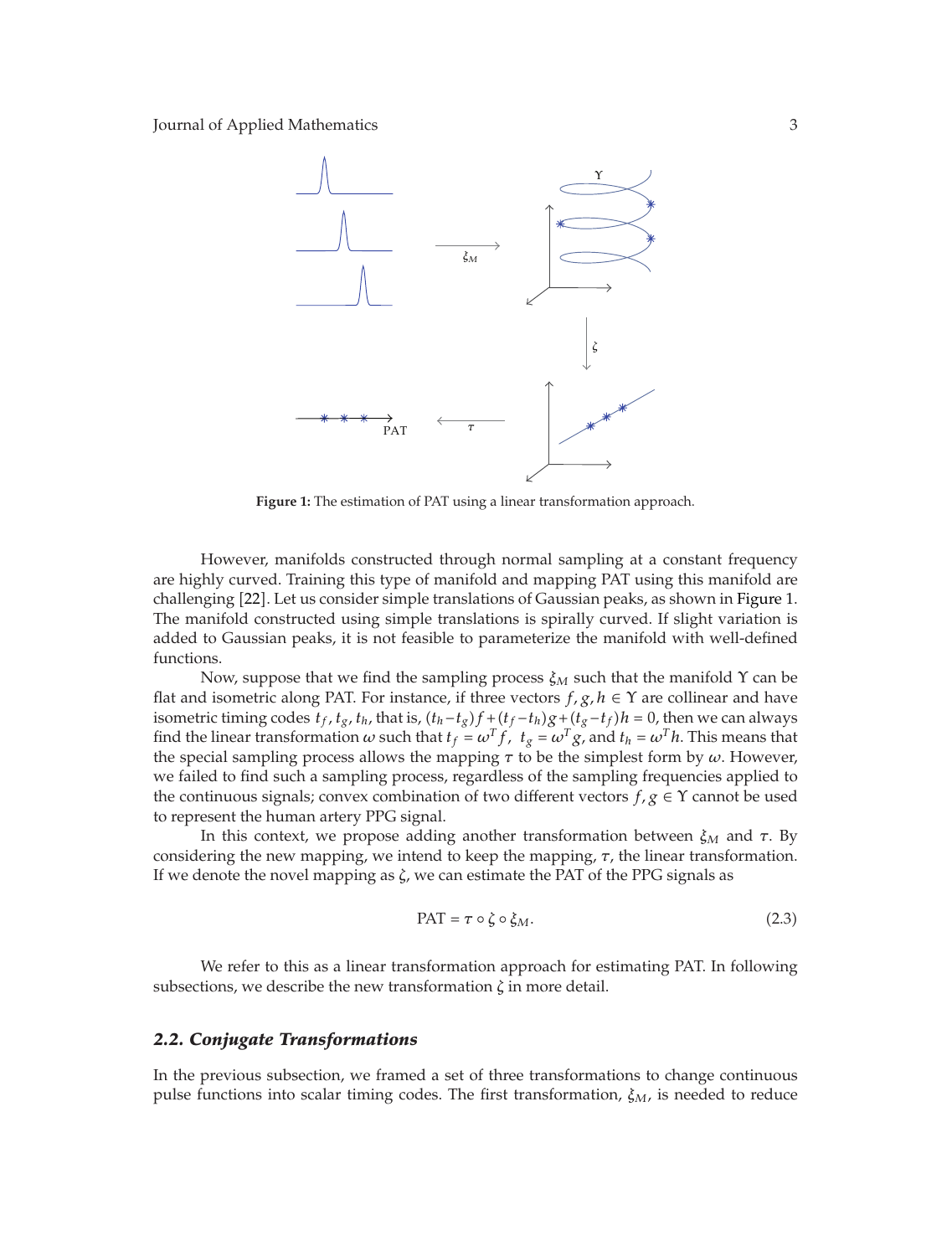Figure 1: The estimation of PAT using a linear transformation approach.

However, manifolds constructed through normal sampling at a constant frequency are highly curved. Training this type of manifold and mapping PAT using this manifold are challenging [22]. Let us consider simple translations of Gaussian peaks, as shown in Figure 1. The manifold constructed using simple translations is spirally curved. If slight variation is added to Gaussian peaks, it is not feasible to parameterize the manifold with well-defined functions.

Now, suppose that we find the sampling process $\xi_M$ such that the manifold $\Upsilon$ can be flat and isometric along PAT. For instance, if three vectors $f, g, h \in \Upsilon$ are collinear and have isometric timing codes $t_f, t_g, t_h$, that is, $(t_h - t_g)f + (t_f - t_h)g + (t_g - t_f)h = 0$, then we can always find the linear transformation $\omega$ such that $t_f = \omega^T f$, $t_g = \omega^T g$, and $t_h = \omega^T h$. This means that the special sampling process allows the mapping $\tau$ to be the simplest form by $\omega$. However, we failed to find such a sampling process, regardless of the sampling frequencies applied to the continuous signals; convex combination of two different vectors $f, g \in \Upsilon$ cannot be used to represent the human artery PPG signal.

In this context, we propose adding another transformation between $\xi_M$ and $\tau$. By considering the new mapping, we intend to keep the mapping, $\tau$, the linear transformation. If we denote the novel mapping as $\zeta$, we can estimate the PAT of the PPG signals as

$$\text{PAT} = \tau \circ \zeta \circ \xi_M. \tag{2.3}$$

We refer to this as a linear transformation approach for estimating PAT. In following subsections, we describe the new transformation $\zeta$ in more detail.

### *2.2. Conjugate Transformations*

In the previous subsection, we framed a set of three transformations to change continuous pulse functions into scalar timing codes. The first transformation, $\xi_M$, is needed to reduce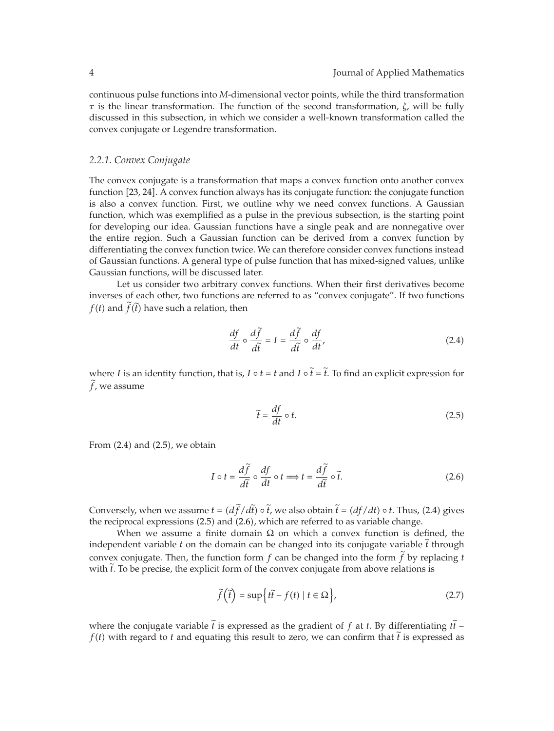continuous pulse functions into $M$-dimensional vector points, while the third transformation $\tau$ is the linear transformation. The function of the second transformation, $\zeta$, will be fully discussed in this subsection, in which we consider a well-known transformation called the convex conjugate or Legendre transformation.

### *2.2.1. Convex Conjugate*

The convex conjugate is a transformation that maps a convex function onto another convex function [23, 24]. A convex function always has its conjugate function: the conjugate function is also a convex function. First, we outline why we need convex functions. A Gaussian function, which was exemplified as a pulse in the previous subsection, is the starting point for developing our idea. Gaussian functions have a single peak and are nonnegative over the entire region. Such a Gaussian function can be derived from a convex function by differentiating the convex function twice. We can therefore consider convex functions instead of Gaussian functions. A general type of pulse function that has mixed-signed values, unlike Gaussian functions, will be discussed later.

Let us consider two arbitrary convex functions. When their first derivatives become inverses of each other, two functions are referred to as "convex conjugate". If two functions $f(t)$ and $\tilde{f}(\tilde{t})$ have such a relation, then

$$\frac{df}{dt} \circ \frac{d\tilde{f}}{d\tilde{t}} = I = \frac{d\tilde{f}}{d\tilde{t}} \circ \frac{df}{dt}, \tag{2.4}$$

where $I$ is an identity function, that is, $I \circ t = t$ and $I \circ \tilde{t} = \tilde{t}$. To find an explicit expression for $\tilde{f}$, we assume

$$\tilde{t} = \frac{df}{dt} \circ t. \tag{2.5}$$

From (2.4) and (2.5), we obtain

$$I \circ t = \frac{d\tilde{f}}{d\tilde{t}} \circ \frac{df}{dt} \circ t \Longrightarrow t = \frac{d\tilde{f}}{d\tilde{t}} \circ \tilde{t}. \tag{2.6}$$

Conversely, when we assume $t = (d\tilde{f}/d\tilde{t}) \circ \tilde{t}$, we also obtain $\tilde{t} = (df/dt) \circ t$. Thus, (2.4) gives the reciprocal expressions (2.5) and (2.6), which are referred to as variable change.

When we assume a finite domain $\Omega$ on which a convex function is defined, the independent variable $t$ on the domain can be changed into its conjugate variable $\tilde{t}$ through convex conjugate. Then, the function form $f$ can be changed into the form $\tilde{f}$ by replacing $t$ with $\tilde{t}$. To be precise, the explicit form of the convex conjugate from above relations is

$$\tilde{f}\left(\tilde{t}\right) = \sup\left\{t\tilde{t} - f(t) \mid t \in \Omega\right\}, \tag{2.7}$$

where the conjugate variable $\tilde{t}$ is expressed as the gradient of $f$ at $t$. By differentiating $t\tilde{t} - f(t)$ with regard to $t$ and equating this result to zero, we can confirm that $\tilde{t}$ is expressed as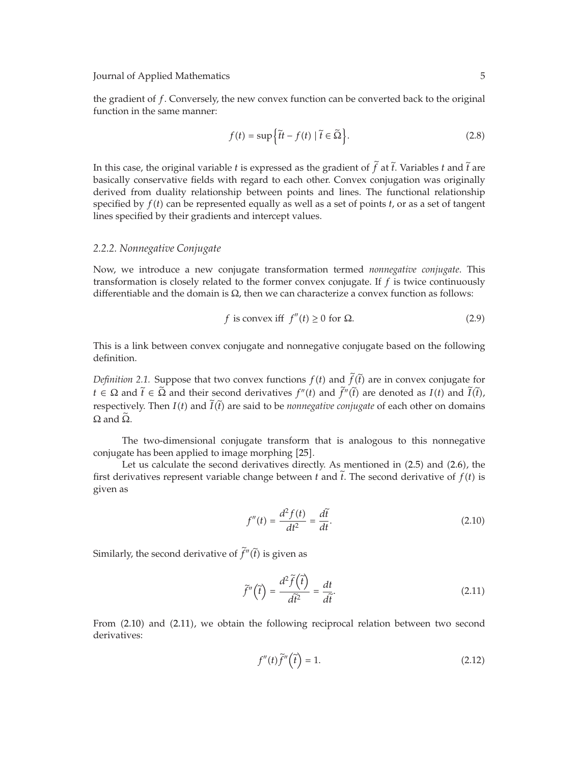the gradient of $f$. Conversely, the new convex function can be converted back to the original function in the same manner:

$$f(t) = \sup\left\{\tilde{t}t - f(t) \mid \tilde{t} \in \tilde{\Omega}\right\}. \tag{2.8}$$

In this case, the original variable $t$ is expressed as the gradient of $\tilde{f}$ at $\tilde{t}$. Variables $t$ and $\tilde{t}$ are basically conservative fields with regard to each other. Convex conjugation was originally derived from duality relationship between points and lines. The functional relationship specified by $f(t)$ can be represented equally as well as a set of points $t$, or as a set of tangent lines specified by their gradients and intercept values.

### 2.2.2. Nonnegative Conjugate

Now, we introduce a new conjugate transformation termed *nonnegative conjugate*. This transformation is closely related to the former convex conjugate. If $f$ is twice continuously differentiable and the domain is $\Omega$, then we can characterize a convex function as follows:

$$f \text{ is convex iff } f''(t) \geq 0 \text{ for } \Omega. \tag{2.9}$$

This is a link between convex conjugate and nonnegative conjugate based on the following definition.

*Definition 2.1.* Suppose that two convex functions $f(t)$ and $\tilde{f}(\tilde{t})$ are in convex conjugate for $t \in \Omega$ and $\tilde{t} \in \tilde{\Omega}$ and their second derivatives $f''(t)$ and $\tilde{f}''(\tilde{t})$ are denoted as $I(t)$ and $\tilde{I}(\tilde{t})$, respectively. Then $I(t)$ and $\tilde{I}(\tilde{t})$ are said to be *nonnegative conjugate* of each other on domains $\Omega$ and $\tilde{\Omega}$.

The two-dimensional conjugate transform that is analogous to this nonnegative conjugate has been applied to image morphing [25].

Let us calculate the second derivatives directly. As mentioned in (2.5) and (2.6), the first derivatives represent variable change between $t$ and $\tilde{t}$. The second derivative of $f(t)$ is given as

$$f''(t) = \frac{d^2 f(t)}{dt^2} = \frac{d\tilde{t}}{dt}. \tag{2.10}$$

Similarly, the second derivative of $\tilde{f}''(\tilde{t})$ is given as

$$\tilde{f}''\left(\tilde{t}\right) = \frac{d^2 \tilde{f}\left(\tilde{t}\right)}{d\tilde{t}^2} = \frac{dt}{d\tilde{t}}. \tag{2.11}$$

From (2.10) and (2.11), we obtain the following reciprocal relation between two second derivatives:

$$f''(t)\tilde{f}''\left(\tilde{t}\right) = 1. \tag{2.12}$$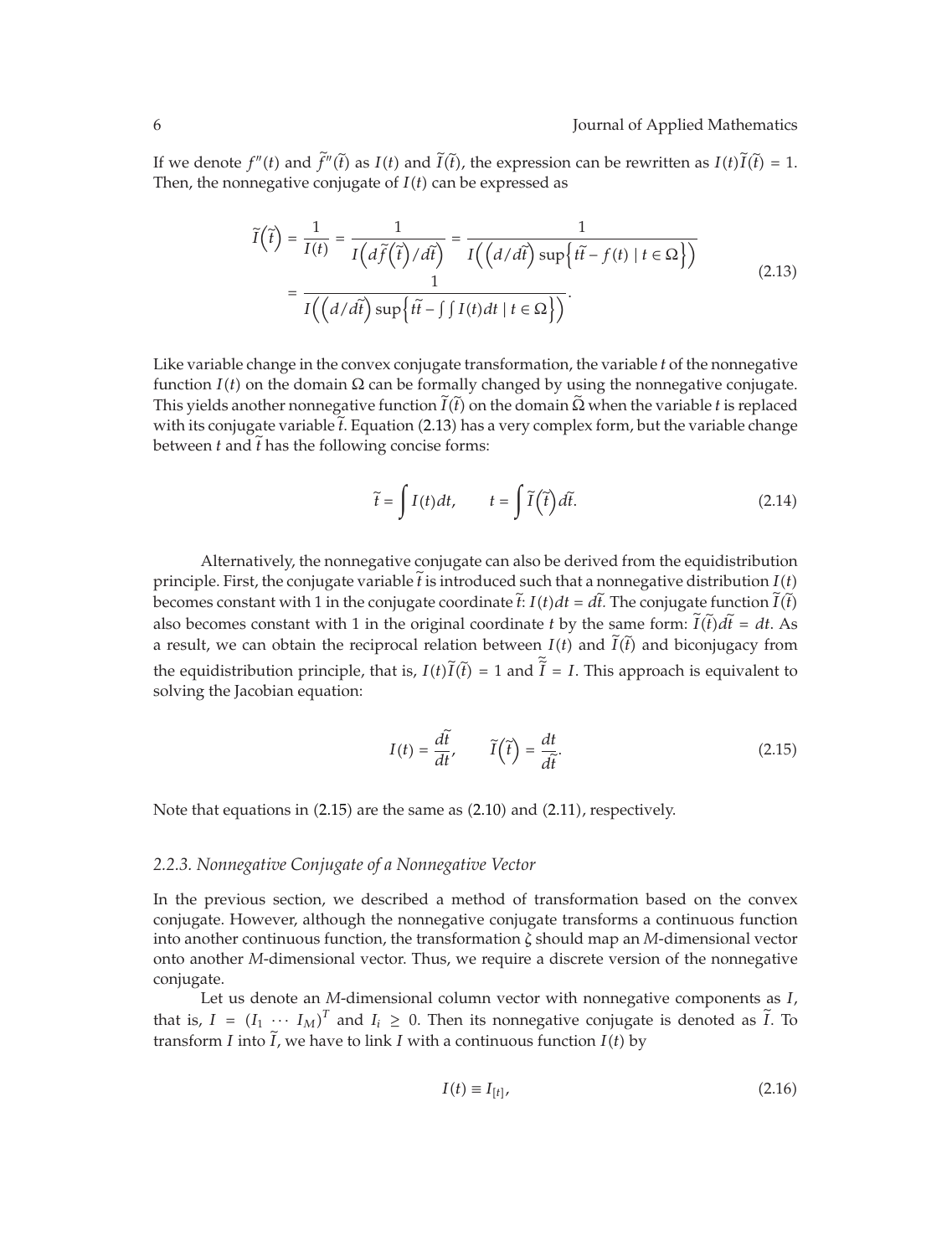If we denote $f''(t)$ and $\tilde{f}''(\tilde{t})$ as $I(t)$ and $\tilde{I}(\tilde{t})$, the expression can be rewritten as $I(t)\tilde{I}(\tilde{t}) = 1$. Then, the nonnegative conjugate of $I(t)$ can be expressed as

$$
\begin{aligned}
\tilde{I}\left(\tilde{t}\right) &= \frac{1}{I(t)} = \frac{1}{I\left(d\tilde{f}\left(\tilde{t}\right)/d\tilde{t}\right)} = \frac{1}{I\left(\left(d/d\tilde{t}\right)\sup\left\{t\tilde{t} - f(t) \mid t \in \Omega\right\}\right)} \\
&= \frac{1}{I\left(\left(d/d\tilde{t}\right)\sup\left\{t\tilde{t} - \int\int I(t)dt \mid t \in \Omega\right\}\right)}.
\end{aligned}
\tag{2.13}
$$

Like variable change in the convex conjugate transformation, the variable $t$ of the nonnegative function $I(t)$ on the domain $\Omega$ can be formally changed by using the nonnegative conjugate. This yields another nonnegative function $\tilde{I}(\tilde{t})$ on the domain $\tilde{\Omega}$ when the variable $t$ is replaced with its conjugate variable $\tilde{t}$. Equation (2.13) has a very complex form, but the variable change between $t$ and $\tilde{t}$ has the following concise forms:

$$
\tilde{t} = \int I(t)dt, \qquad t = \int \tilde{I}\left(\tilde{t}\right)d\tilde{t}. \tag{2.14}
$$

Alternatively, the nonnegative conjugate can also be derived from the equidistribution principle. First, the conjugate variable $\tilde{t}$ is introduced such that a nonnegative distribution $I(t)$ becomes constant with 1 in the conjugate coordinate $\tilde{t}$: $I(t)dt = d\tilde{t}$. The conjugate function $\tilde{I}(\tilde{t})$ also becomes constant with 1 in the original coordinate $t$ by the same form: $\tilde{I}(\tilde{t})d\tilde{t} = dt$. As a result, we can obtain the reciprocal relation between $I(t)$ and $\tilde{I}(\tilde{t})$ and biconjugacy from the equidistribution principle, that is, $I(t)\tilde{I}(\tilde{t}) = 1$ and $\tilde{\tilde{I}} = I$. This approach is equivalent to solving the Jacobian equation:

$$
I(t) = \frac{d\tilde{t}}{dt}, \qquad \tilde{I}\left(\tilde{t}\right) = \frac{dt}{d\tilde{t}}. \tag{2.15}
$$

Note that equations in (2.15) are the same as (2.10) and (2.11), respectively.

### *2.2.3. Nonnegative Conjugate of a Nonnegative Vector*

In the previous section, we described a method of transformation based on the convex conjugate. However, although the nonnegative conjugate transforms a continuous function into another continuous function, the transformation $\zeta$ should map an $M$-dimensional vector onto another $M$-dimensional vector. Thus, we require a discrete version of the nonnegative conjugate.

Let us denote an $M$-dimensional column vector with nonnegative components as $I$, that is, $I = (I_1 \cdots I_M)^T$ and $I_i \geq 0$. Then its nonnegative conjugate is denoted as $\tilde{I}$. To transform $I$ into $\tilde{I}$, we have to link $I$ with a continuous function $I(t)$ by

$$
I(t) \equiv I_{[t]}, \tag{2.16}
$$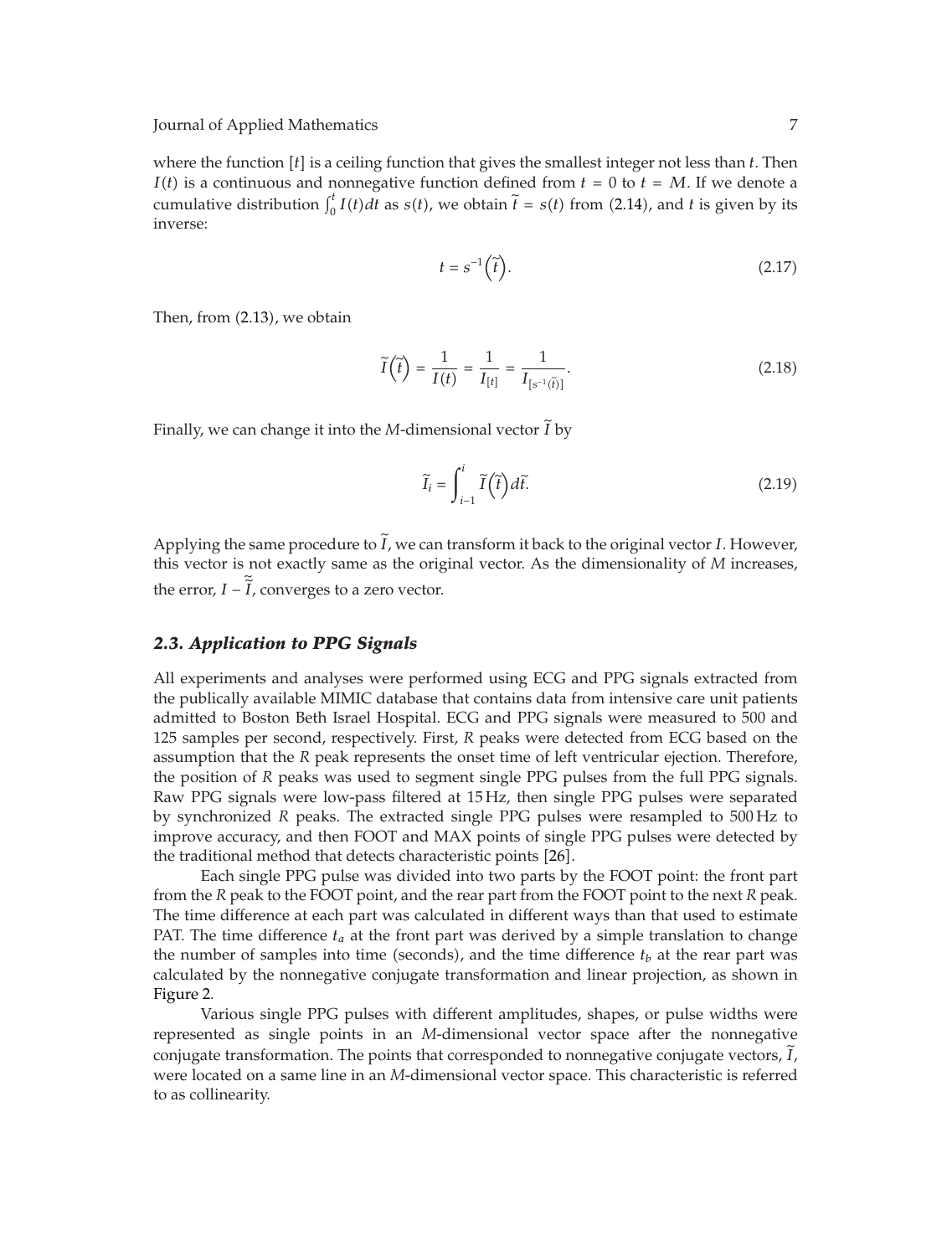where the function $[t]$ is a ceiling function that gives the smallest integer not less than $t$. Then $I(t)$ is a continuous and nonnegative function defined from $t = 0$ to $t = M$. If we denote a cumulative distribution $\int_0^t I(t)dt$ as $s(t)$, we obtain $\tilde{t} = s(t)$ from (2.14), and $t$ is given by its inverse:

$$t = s^{-1}\left(\tilde{t}\right). \tag{2.17}$$

Then, from (2.13), we obtain

$$\tilde{I}\left(\tilde{t}\right) = \frac{1}{I(t)} = \frac{1}{I_{[t]}} = \frac{1}{I_{[s^{-1}(\tilde{t})]}}. \tag{2.18}$$

Finally, we can change it into the $M$-dimensional vector $\tilde{I}$ by

$$\tilde{I}_i = \int_{i-1}^{i} \tilde{I}\left(\tilde{t}\right) d\tilde{t}. \tag{2.19}$$

Applying the same procedure to $\tilde{I}$, we can transform it back to the original vector $I$. However, this vector is not exactly same as the original vector. As the dimensionality of $M$ increases, the error, $I - \tilde{\tilde{I}}$, converges to a zero vector.

### *2.3. Application to PPG Signals*

All experiments and analyses were performed using ECG and PPG signals extracted from the publically available MIMIC database that contains data from intensive care unit patients admitted to Boston Beth Israel Hospital. ECG and PPG signals were measured to 500 and 125 samples per second, respectively. First, $R$ peaks were detected from ECG based on the assumption that the $R$ peak represents the onset time of left ventricular ejection. Therefore, the position of $R$ peaks was used to segment single PPG pulses from the full PPG signals. Raw PPG signals were low-pass filtered at 15 Hz, then single PPG pulses were separated by synchronized $R$ peaks. The extracted single PPG pulses were resampled to 500 Hz to improve accuracy, and then FOOT and MAX points of single PPG pulses were detected by the traditional method that detects characteristic points [26].

Each single PPG pulse was divided into two parts by the FOOT point: the front part from the $R$ peak to the FOOT point, and the rear part from the FOOT point to the next $R$ peak. The time difference at each part was calculated in different ways than that used to estimate PAT. The time difference $t_a$ at the front part was derived by a simple translation to change the number of samples into time (seconds), and the time difference $t_b$ at the rear part was calculated by the nonnegative conjugate transformation and linear projection, as shown in Figure 2.

Various single PPG pulses with different amplitudes, shapes, or pulse widths were represented as single points in an $M$-dimensional vector space after the nonnegative conjugate transformation. The points that corresponded to nonnegative conjugate vectors, $\tilde{I}$, were located on a same line in an $M$-dimensional vector space. This characteristic is referred to as collinearity.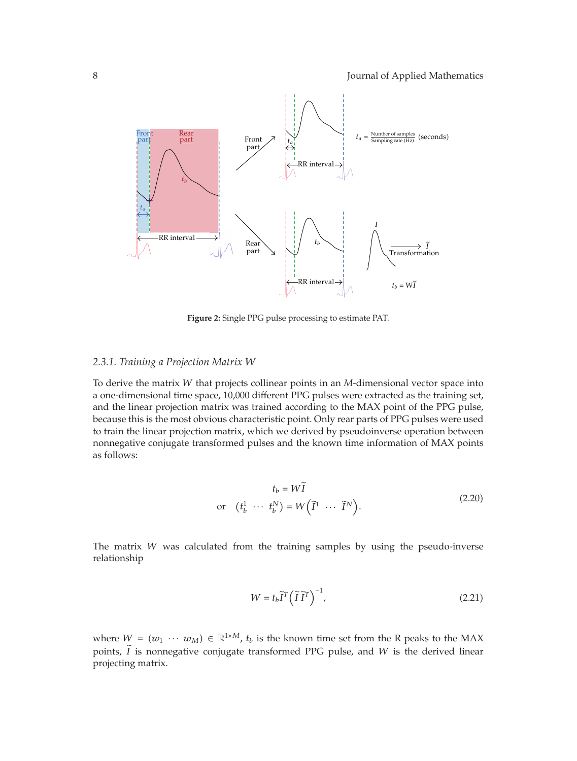Figure 2: Single PPG pulse processing to estimate PAT.

### 2.3.1. Training a Projection Matrix $W$

To derive the matrix $W$ that projects collinear points in an $M$-dimensional vector space into a one-dimensional time space, 10,000 different PPG pulses were extracted as the training set, and the linear projection matrix was trained according to the MAX point of the PPG pulse, because this is the most obvious characteristic point. Only rear parts of PPG pulses were used to train the linear projection matrix, which we derived by pseudoinverse operation between nonnegative conjugate transformed pulses and the known time information of MAX points as follows:

$$t_b = W\widetilde{I}$$
$$\text{or} \quad \left(t_b^1 \ \cdots \ t_b^N\right) = W\left(\widetilde{I}^1 \ \cdots \ \widetilde{I}^N\right). \tag{2.20}$$

The matrix $W$ was calculated from the training samples by using the pseudo-inverse relationship

$$W = t_b \widetilde{I}^T \left(\widetilde{I}\widetilde{I}^T\right)^{-1}, \tag{2.21}$$

where $W = (w_1 \ \cdots \ w_M) \in \mathbb{R}^{1\times M}$, $t_b$ is the known time set from the R peaks to the MAX points, $\widetilde{I}$ is nonnegative conjugate transformed PPG pulse, and $W$ is the derived linear projecting matrix.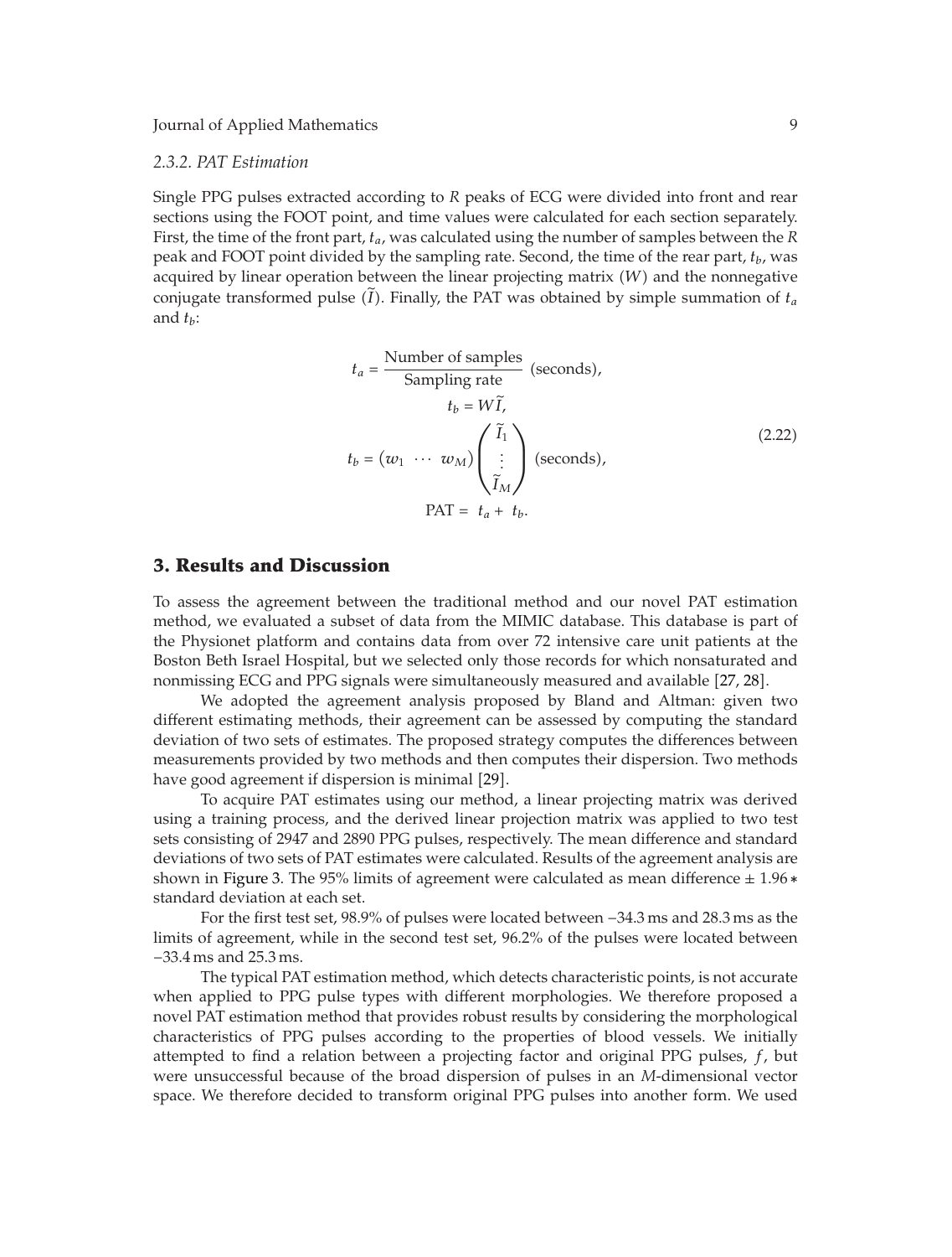### 2.3.2. PAT Estimation

Single PPG pulses extracted according to $R$ peaks of ECG were divided into front and rear sections using the FOOT point, and time values were calculated for each section separately. First, the time of the front part, $t_a$, was calculated using the number of samples between the $R$ peak and FOOT point divided by the sampling rate. Second, the time of the rear part, $t_b$, was acquired by linear operation between the linear projecting matrix ($W$) and the nonnegative conjugate transformed pulse ($\widetilde{I}$). Finally, the PAT was obtained by simple summation of $t_a$ and $t_b$:

$$
\begin{gathered}
t_a = \frac{\text{Number of samples}}{\text{Sampling rate}} \ (\text{seconds}), \\
t_b = W\widetilde{I}, \\
t_b = \begin{pmatrix} w_1 & \cdots & w_M \end{pmatrix} \begin{pmatrix} \widetilde{I}_1 \\ \vdots \\ \widetilde{I}_M \end{pmatrix} \ (\text{seconds}), \\
\text{PAT} = t_a + t_b.
\end{gathered}
\tag{2.22}
$$

## 3. Results and Discussion

To assess the agreement between the traditional method and our novel PAT estimation method, we evaluated a subset of data from the MIMIC database. This database is part of the Physionet platform and contains data from over 72 intensive care unit patients at the Boston Beth Israel Hospital, but we selected only those records for which nonsaturated and nonmissing ECG and PPG signals were simultaneously measured and available [27, 28].

We adopted the agreement analysis proposed by Bland and Altman: given two different estimating methods, their agreement can be assessed by computing the standard deviation of two sets of estimates. The proposed strategy computes the differences between measurements provided by two methods and then computes their dispersion. Two methods have good agreement if dispersion is minimal [29].

To acquire PAT estimates using our method, a linear projecting matrix was derived using a training process, and the derived linear projection matrix was applied to two test sets consisting of 2947 and 2890 PPG pulses, respectively. The mean difference and standard deviations of two sets of PAT estimates were calculated. Results of the agreement analysis are shown in Figure 3. The 95% limits of agreement were calculated as mean difference $\pm$ 1.96 $*$ standard deviation at each set.

For the first test set, 98.9% of pulses were located between −34.3 ms and 28.3 ms as the limits of agreement, while in the second test set, 96.2% of the pulses were located between −33.4 ms and 25.3 ms.

The typical PAT estimation method, which detects characteristic points, is not accurate when applied to PPG pulse types with different morphologies. We therefore proposed a novel PAT estimation method that provides robust results by considering the morphological characteristics of PPG pulses according to the properties of blood vessels. We initially attempted to find a relation between a projecting factor and original PPG pulses, $f$, but were unsuccessful because of the broad dispersion of pulses in an $M$-dimensional vector space. We therefore decided to transform original PPG pulses into another form. We used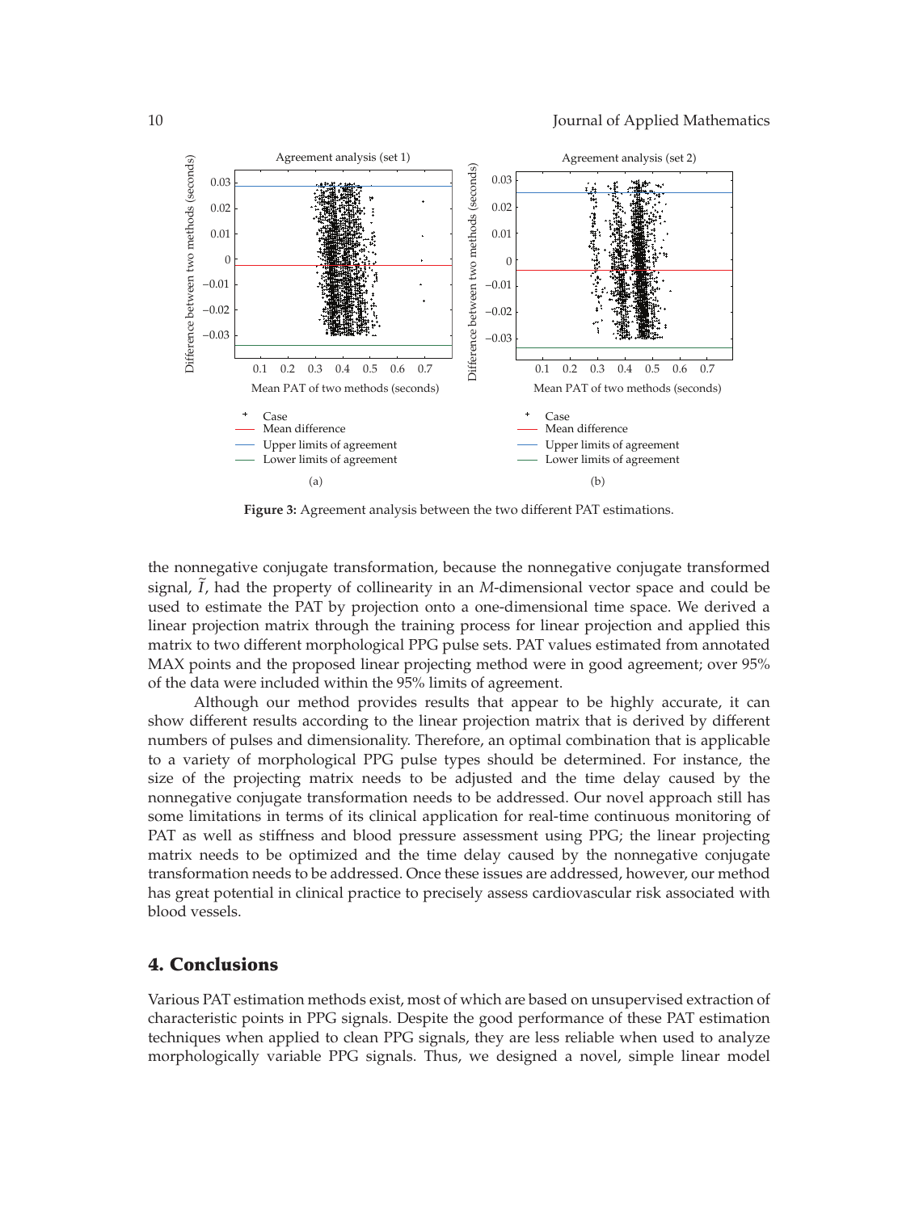Figure 3: Agreement analysis between the two different PAT estimations.

the nonnegative conjugate transformation, because the nonnegative conjugate transformed signal, $\tilde{I}$, had the property of collinearity in an $M$-dimensional vector space and could be used to estimate the PAT by projection onto a one-dimensional time space. We derived a linear projection matrix through the training process for linear projection and applied this matrix to two different morphological PPG pulse sets. PAT values estimated from annotated MAX points and the proposed linear projecting method were in good agreement; over 95% of the data were included within the 95% limits of agreement.

Although our method provides results that appear to be highly accurate, it can show different results according to the linear projection matrix that is derived by different numbers of pulses and dimensionality. Therefore, an optimal combination that is applicable to a variety of morphological PPG pulse types should be determined. For instance, the size of the projecting matrix needs to be adjusted and the time delay caused by the nonnegative conjugate transformation needs to be addressed. Our novel approach still has some limitations in terms of its clinical application for real-time continuous monitoring of PAT as well as stiffness and blood pressure assessment using PPG; the linear projecting matrix needs to be optimized and the time delay caused by the nonnegative conjugate transformation needs to be addressed. Once these issues are addressed, however, our method has great potential in clinical practice to precisely assess cardiovascular risk associated with blood vessels.

## 4. Conclusions

Various PAT estimation methods exist, most of which are based on unsupervised extraction of characteristic points in PPG signals. Despite the good performance of these PAT estimation techniques when applied to clean PPG signals, they are less reliable when used to analyze morphologically variable PPG signals. Thus, we designed a novel, simple linear model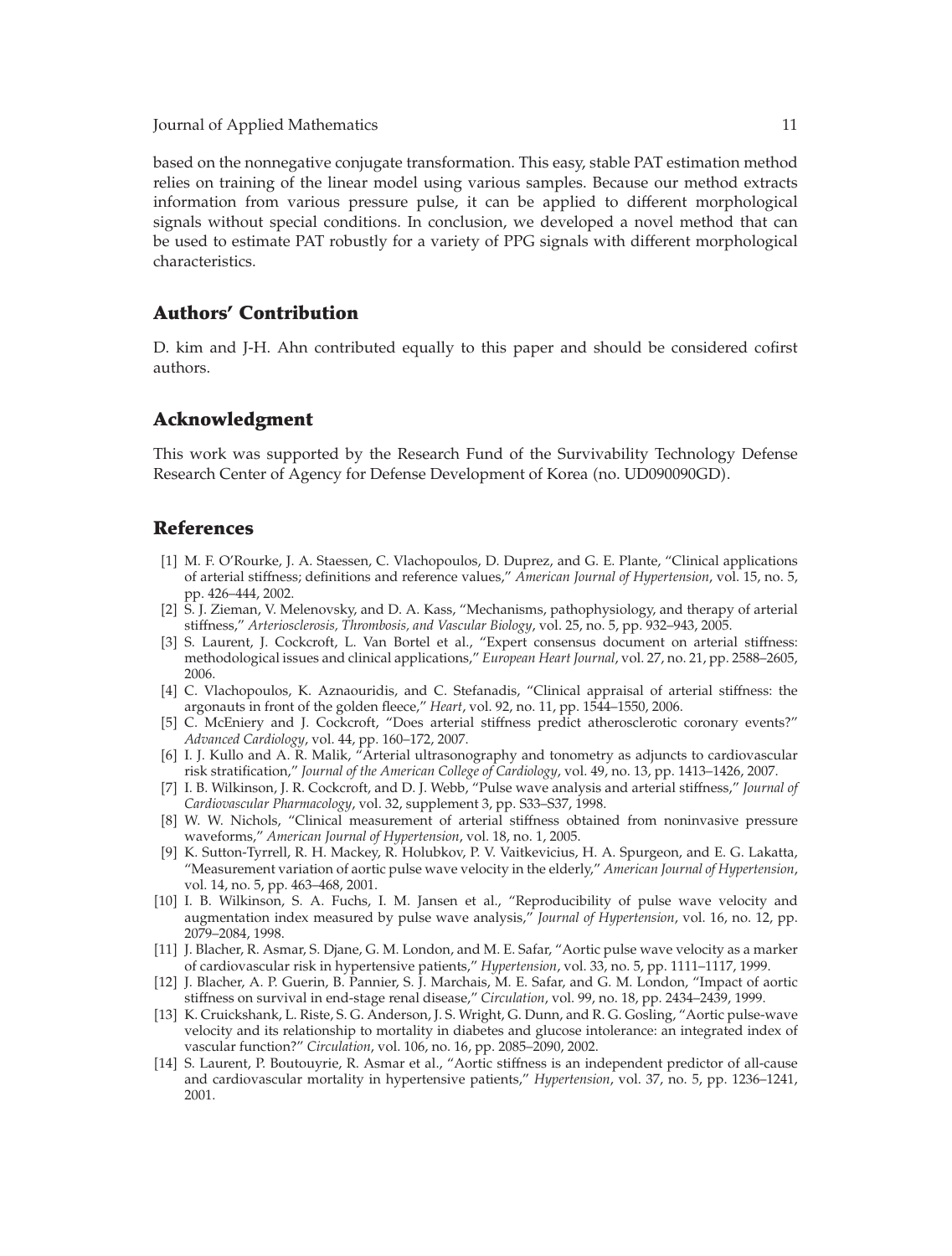based on the nonnegative conjugate transformation. This easy, stable PAT estimation method relies on training of the linear model using various samples. Because our method extracts information from various pressure pulse, it can be applied to different morphological signals without special conditions. In conclusion, we developed a novel method that can be used to estimate PAT robustly for a variety of PPG signals with different morphological characteristics.

## Authors' Contribution

D. kim and J-H. Ahn contributed equally to this paper and should be considered cofirst authors.

## Acknowledgment

This work was supported by the Research Fund of the Survivability Technology Defense Research Center of Agency for Defense Development of Korea (no. UD090090GD).

## References

[1] M. F. O'Rourke, J. A. Staessen, C. Vlachopoulos, D. Duprez, and G. E. Plante, "Clinical applications of arterial stiffness; definitions and reference values," *American Journal of Hypertension*, vol. 15, no. 5, pp. 426–444, 2002.

[2] S. J. Zieman, V. Melenovsky, and D. A. Kass, "Mechanisms, pathophysiology, and therapy of arterial stiffness," *Arteriosclerosis, Thrombosis, and Vascular Biology*, vol. 25, no. 5, pp. 932–943, 2005.

[3] S. Laurent, J. Cockcroft, L. Van Bortel et al., "Expert consensus document on arterial stiffness: methodological issues and clinical applications," *European Heart Journal*, vol. 27, no. 21, pp. 2588–2605, 2006.

[4] C. Vlachopoulos, K. Aznaouridis, and C. Stefanadis, "Clinical appraisal of arterial stiffness: the argonauts in front of the golden fleece," *Heart*, vol. 92, no. 11, pp. 1544–1550, 2006.

[5] C. McEniery and J. Cockcroft, "Does arterial stiffness predict atherosclerotic coronary events?" *Advanced Cardiology*, vol. 44, pp. 160–172, 2007.

[6] I. J. Kullo and A. R. Malik, "Arterial ultrasonography and tonometry as adjuncts to cardiovascular risk stratification," *Journal of the American College of Cardiology*, vol. 49, no. 13, pp. 1413–1426, 2007.

[7] I. B. Wilkinson, J. R. Cockcroft, and D. J. Webb, "Pulse wave analysis and arterial stiffness," *Journal of Cardiovascular Pharmacology*, vol. 32, supplement 3, pp. S33–S37, 1998.

[8] W. W. Nichols, "Clinical measurement of arterial stiffness obtained from noninvasive pressure waveforms," *American Journal of Hypertension*, vol. 18, no. 1, 2005.

[9] K. Sutton-Tyrrell, R. H. Mackey, R. Holubkov, P. V. Vaitkevicius, H. A. Spurgeon, and E. G. Lakatta, "Measurement variation of aortic pulse wave velocity in the elderly," *American Journal of Hypertension*, vol. 14, no. 5, pp. 463–468, 2001.

[10] I. B. Wilkinson, S. A. Fuchs, I. M. Jansen et al., "Reproducibility of pulse wave velocity and augmentation index measured by pulse wave analysis," *Journal of Hypertension*, vol. 16, no. 12, pp. 2079–2084, 1998.

[11] J. Blacher, R. Asmar, S. Djane, G. M. London, and M. E. Safar, "Aortic pulse wave velocity as a marker of cardiovascular risk in hypertensive patients," *Hypertension*, vol. 33, no. 5, pp. 1111–1117, 1999.

[12] J. Blacher, A. P. Guerin, B. Pannier, S. J. Marchais, M. E. Safar, and G. M. London, "Impact of aortic stiffness on survival in end-stage renal disease," *Circulation*, vol. 99, no. 18, pp. 2434–2439, 1999.

[13] K. Cruickshank, L. Riste, S. G. Anderson, J. S. Wright, G. Dunn, and R. G. Gosling, "Aortic pulse-wave velocity and its relationship to mortality in diabetes and glucose intolerance: an integrated index of vascular function?" *Circulation*, vol. 106, no. 16, pp. 2085–2090, 2002.

[14] S. Laurent, P. Boutouyrie, R. Asmar et al., "Aortic stiffness is an independent predictor of all-cause and cardiovascular mortality in hypertensive patients," *Hypertension*, vol. 37, no. 5, pp. 1236–1241, 2001.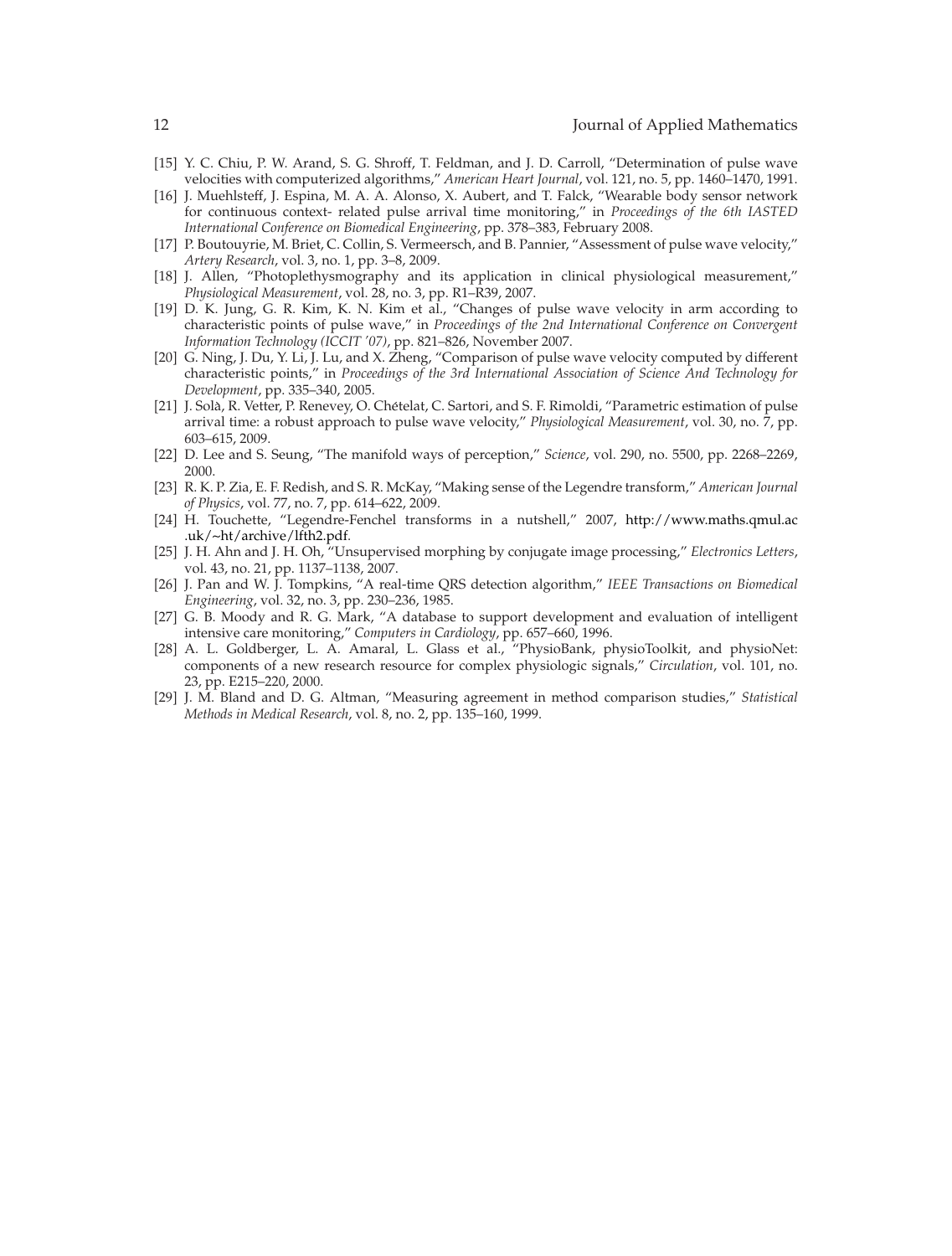[15] Y. C. Chiu, P. W. Arand, S. G. Shroff, T. Feldman, and J. D. Carroll, "Determination of pulse wave velocities with computerized algorithms," *American Heart Journal*, vol. 121, no. 5, pp. 1460–1470, 1991.

[16] J. Muehlsteff, J. Espina, M. A. A. Alonso, X. Aubert, and T. Falck, "Wearable body sensor network for continuous context- related pulse arrival time monitoring," in *Proceedings of the 6th IASTED International Conference on Biomedical Engineering*, pp. 378–383, February 2008.

[17] P. Boutouyrie, M. Briet, C. Collin, S. Vermeersch, and B. Pannier, "Assessment of pulse wave velocity," *Artery Research*, vol. 3, no. 1, pp. 3–8, 2009.

[18] J. Allen, "Photoplethysmography and its application in clinical physiological measurement," *Physiological Measurement*, vol. 28, no. 3, pp. R1–R39, 2007.

[19] D. K. Jung, G. R. Kim, K. N. Kim et al., "Changes of pulse wave velocity in arm according to characteristic points of pulse wave," in *Proceedings of the 2nd International Conference on Convergent Information Technology (ICCIT '07)*, pp. 821–826, November 2007.

[20] G. Ning, J. Du, Y. Li, J. Lu, and X. Zheng, "Comparison of pulse wave velocity computed by different characteristic points," in *Proceedings of the 3rd International Association of Science And Technology for Development*, pp. 335–340, 2005.

[21] J. Solà, R. Vetter, P. Renevey, O. Chételat, C. Sartori, and S. F. Rimoldi, "Parametric estimation of pulse arrival time: a robust approach to pulse wave velocity," *Physiological Measurement*, vol. 30, no. 7, pp. 603–615, 2009.

[22] D. Lee and S. Seung, "The manifold ways of perception," *Science*, vol. 290, no. 5500, pp. 2268–2269, 2000.

[23] R. K. P. Zia, E. F. Redish, and S. R. McKay, "Making sense of the Legendre transform," *American Journal of Physics*, vol. 77, no. 7, pp. 614–622, 2009.

[24] H. Touchette, "Legendre-Fenchel transforms in a nutshell," 2007, http://www.maths.qmul.ac.uk/~ht/archive/lfth2.pdf.

[25] J. H. Ahn and J. H. Oh, "Unsupervised morphing by conjugate image processing," *Electronics Letters*, vol. 43, no. 21, pp. 1137–1138, 2007.

[26] J. Pan and W. J. Tompkins, "A real-time QRS detection algorithm," *IEEE Transactions on Biomedical Engineering*, vol. 32, no. 3, pp. 230–236, 1985.

[27] G. B. Moody and R. G. Mark, "A database to support development and evaluation of intelligent intensive care monitoring," *Computers in Cardiology*, pp. 657–660, 1996.

[28] A. L. Goldberger, L. A. Amaral, L. Glass et al., "PhysioBank, physioToolkit, and physioNet: components of a new research resource for complex physiologic signals," *Circulation*, vol. 101, no. 23, pp. E215–220, 2000.

[29] J. M. Bland and D. G. Altman, "Measuring agreement in method comparison studies," *Statistical Methods in Medical Research*, vol. 8, no. 2, pp. 135–160, 1999.